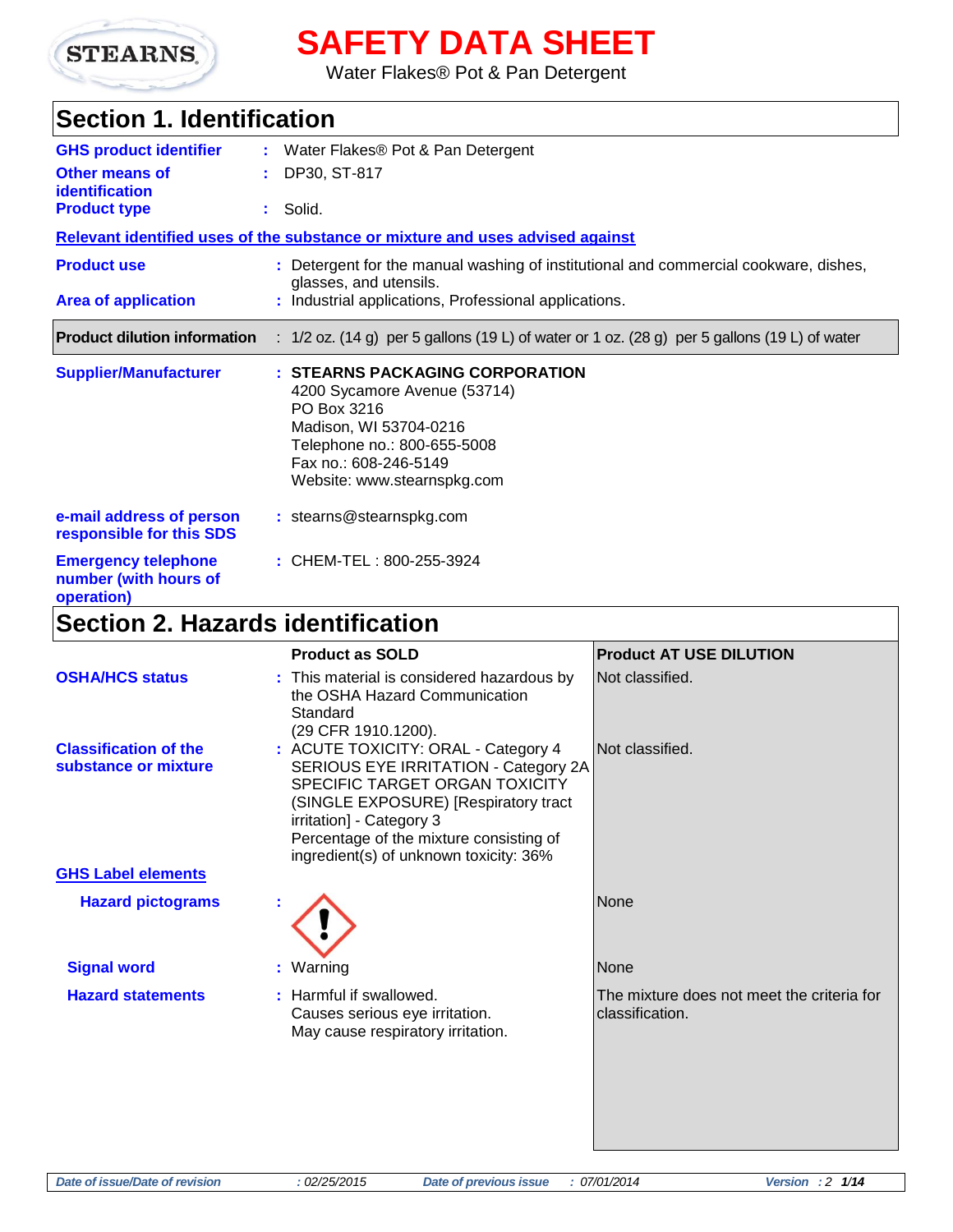STEARNS

# SAFETY DATA SHEET

Water Flakes® Pot & Pan Detergent

## Section 1. Identification

**GHS product identifier** : Water Flakes® Pot & Pan Detergent

**Other means of identification** : DP30, ST-817

**Product type** : Solid.

**Relevant identified uses of the substance or mixture and uses advised against**

**Product use** : Detergent for the manual washing of institutional and commercial cookware, dishes, glasses, and utensils.

**Area of application** : Industrial applications, Professional applications.

**Product dilution information** : 1/2 oz. (14 g) per 5 gallons (19 L) of water or 1 oz. (28 g) per 5 gallons (19 L) of water

**Supplier/Manufacturer** : **STEARNS PACKAGING CORPORATION**
4200 Sycamore Avenue (53714)
PO Box 3216
Madison, WI 53704-0216
Telephone no.: 800-655-5008
Fax no.: 608-246-5149
Website: www.stearnspkg.com

**e-mail address of person responsible for this SDS** : stearns@stearnspkg.com

**Emergency telephone number (with hours of operation)** : CHEM-TEL : 800-255-3924

## Section 2. Hazards identification

| | Product as SOLD | Product AT USE DILUTION |
|---|---|---|
| **OSHA/HCS status** | This material is considered hazardous by the OSHA Hazard Communication Standard (29 CFR 1910.1200). | Not classified. |
| **Classification of the substance or mixture** | ACUTE TOXICITY: ORAL - Category 4<br>SERIOUS EYE IRRITATION - Category 2A<br>SPECIFIC TARGET ORGAN TOXICITY (SINGLE EXPOSURE) [Respiratory tract irritation] - Category 3<br>Percentage of the mixture consisting of ingredient(s) of unknown toxicity: 36% | Not classified. |
| **GHS Label elements** | | |
| **Hazard pictograms** | (exclamation mark pictogram) | None |
| **Signal word** | Warning | None |
| **Hazard statements** | Harmful if swallowed.<br>Causes serious eye irritation.<br>May cause respiratory irritation. | The mixture does not meet the criteria for classification. |

*Date of issue/Date of revision* : 02/25/2015 *Date of previous issue* : 07/01/2014 *Version* : 2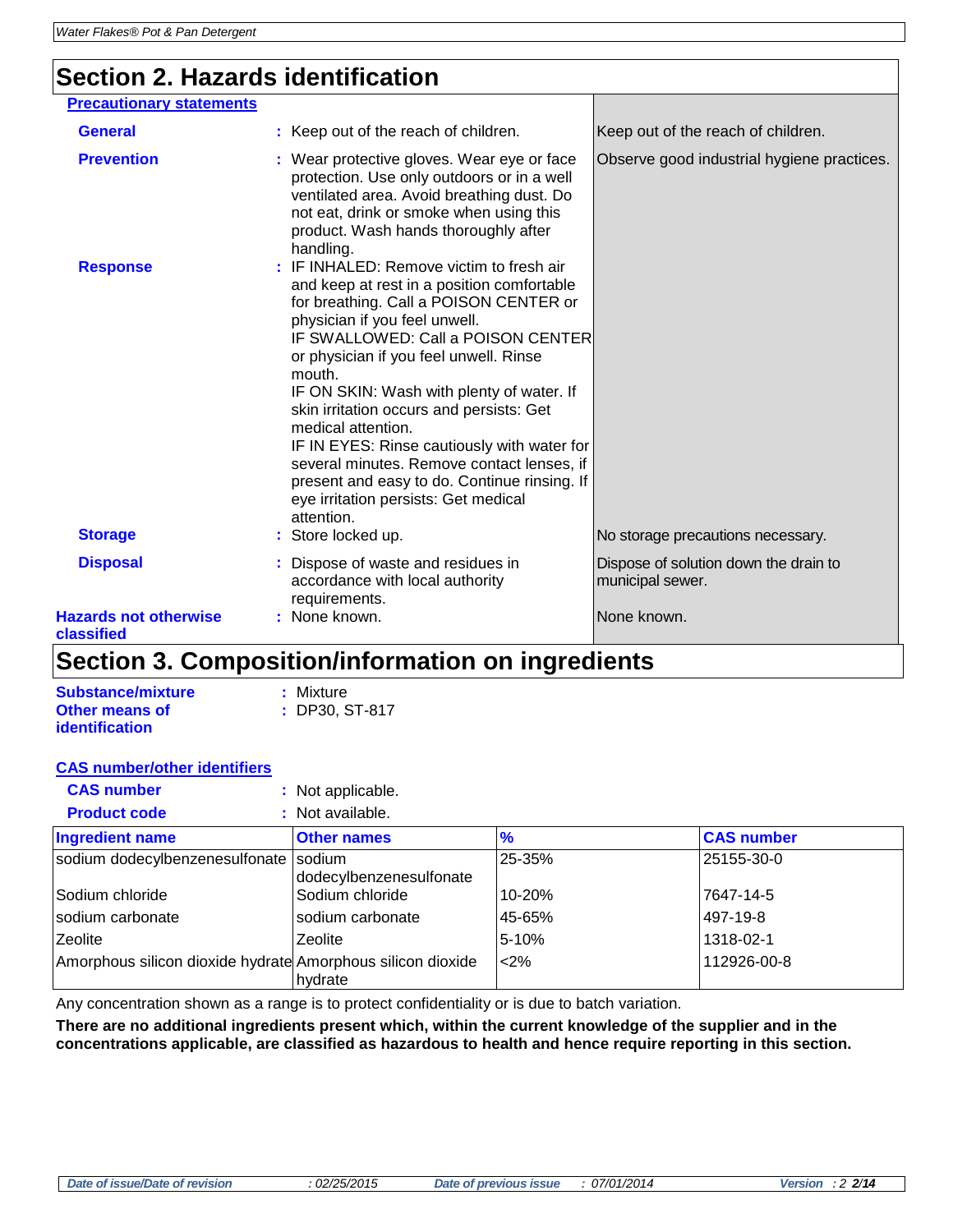## Section 2. Hazards identification

**Precautionary statements**

| | | |
|---|---|---|
| **General** | : Keep out of the reach of children. | Keep out of the reach of children. |
| **Prevention** | : Wear protective gloves. Wear eye or face protection. Use only outdoors or in a well ventilated area. Avoid breathing dust. Do not eat, drink or smoke when using this product. Wash hands thoroughly after handling. | Observe good industrial hygiene practices. |
| **Response** | : IF INHALED: Remove victim to fresh air and keep at rest in a position comfortable for breathing. Call a POISON CENTER or physician if you feel unwell. IF SWALLOWED: Call a POISON CENTER or physician if you feel unwell. Rinse mouth. IF ON SKIN: Wash with plenty of water. If skin irritation occurs and persists: Get medical attention. IF IN EYES: Rinse cautiously with water for several minutes. Remove contact lenses, if present and easy to do. Continue rinsing. If eye irritation persists: Get medical attention. | |
| **Storage** | : Store locked up. | No storage precautions necessary. |
| **Disposal** | : Dispose of waste and residues in accordance with local authority requirements. | Dispose of solution down the drain to municipal sewer. |
| **Hazards not otherwise classified** | : None known. | None known. |

## Section 3. Composition/information on ingredients

**Substance/mixture** : Mixture
**Other means of identification** : DP30, ST-817

**CAS number/other identifiers**

**CAS number** : Not applicable.
**Product code** : Not available.

| Ingredient name | Other names | % | CAS number |
|---|---|---|---|
| sodium dodecylbenzenesulfonate | sodium dodecylbenzenesulfonate | 25-35% | 25155-30-0 |
| Sodium chloride | Sodium chloride | 10-20% | 7647-14-5 |
| sodium carbonate | sodium carbonate | 45-65% | 497-19-8 |
| Zeolite | Zeolite | 5-10% | 1318-02-1 |
| Amorphous silicon dioxide hydrate | Amorphous silicon dioxide hydrate | <2% | 112926-00-8 |

Any concentration shown as a range is to protect confidentiality or is due to batch variation.

**There are no additional ingredients present which, within the current knowledge of the supplier and in the concentrations applicable, are classified as hazardous to health and hence require reporting in this section.**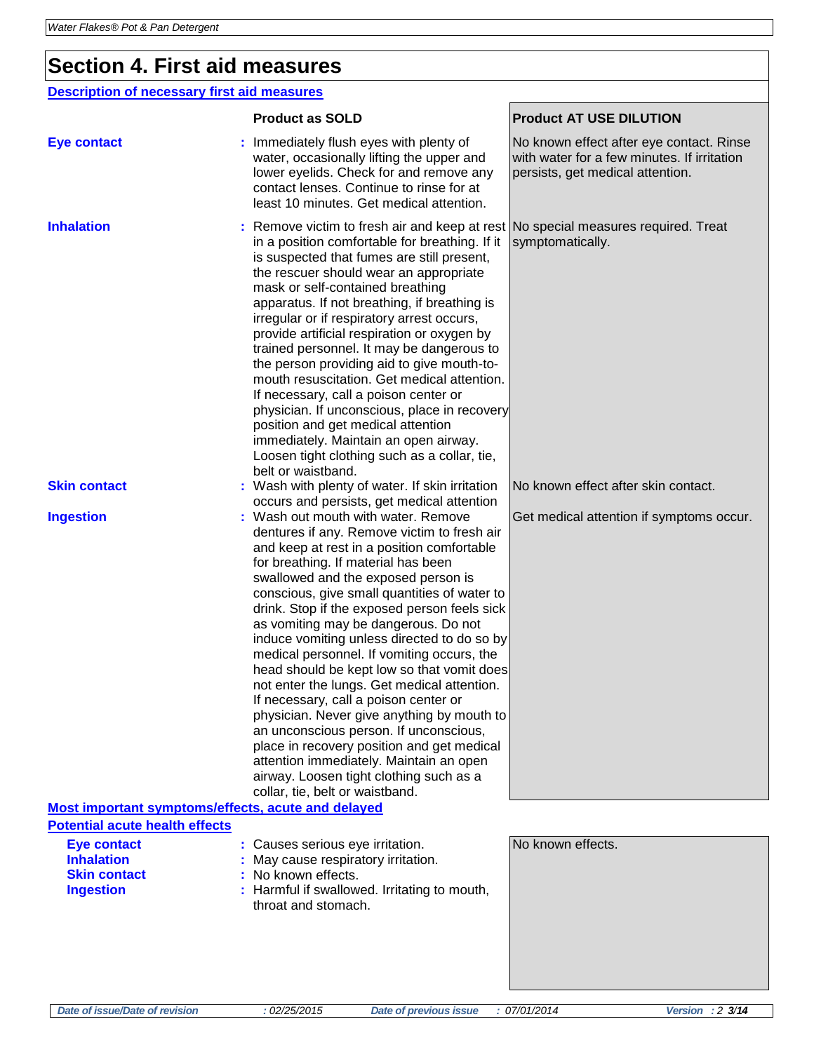## Section 4. First aid measures

### Description of necessary first aid measures

| | Product as SOLD | Product AT USE DILUTION |
|---|---|---|
| **Eye contact** | Immediately flush eyes with plenty of water, occasionally lifting the upper and lower eyelids. Check for and remove any contact lenses. Continue to rinse for at least 10 minutes. Get medical attention. | No known effect after eye contact. Rinse with water for a few minutes. If irritation persists, get medical attention. |
| **Inhalation** | Remove victim to fresh air and keep at rest in a position comfortable for breathing. If it is suspected that fumes are still present, the rescuer should wear an appropriate mask or self-contained breathing apparatus. If not breathing, if breathing is irregular or if respiratory arrest occurs, provide artificial respiration or oxygen by trained personnel. It may be dangerous to the person providing aid to give mouth-to-mouth resuscitation. Get medical attention. If necessary, call a poison center or physician. If unconscious, place in recovery position and get medical attention immediately. Maintain an open airway. Loosen tight clothing such as a collar, tie, belt or waistband. | No special measures required. Treat symptomatically. |
| **Skin contact** | Wash with plenty of water. If skin irritation occurs and persists, get medical attention | No known effect after skin contact. |
| **Ingestion** | Wash out mouth with water. Remove dentures if any. Remove victim to fresh air and keep at rest in a position comfortable for breathing. If material has been swallowed and the exposed person is conscious, give small quantities of water to drink. Stop if the exposed person feels sick as vomiting may be dangerous. Do not induce vomiting unless directed to do so by medical personnel. If vomiting occurs, the head should be kept low so that vomit does not enter the lungs. Get medical attention. If necessary, call a poison center or physician. Never give anything by mouth to an unconscious person. If unconscious, place in recovery position and get medical attention immediately. Maintain an open airway. Loosen tight clothing such as a collar, tie, belt or waistband. | Get medical attention if symptoms occur. |

### Most important symptoms/effects, acute and delayed

#### Potential acute health effects

| | Product as SOLD | Product AT USE DILUTION |
|---|---|---|
| **Eye contact** | Causes serious eye irritation. | No known effects. |
| **Inhalation** | May cause respiratory irritation. | |
| **Skin contact** | No known effects. | |
| **Ingestion** | Harmful if swallowed. Irritating to mouth, throat and stomach. | |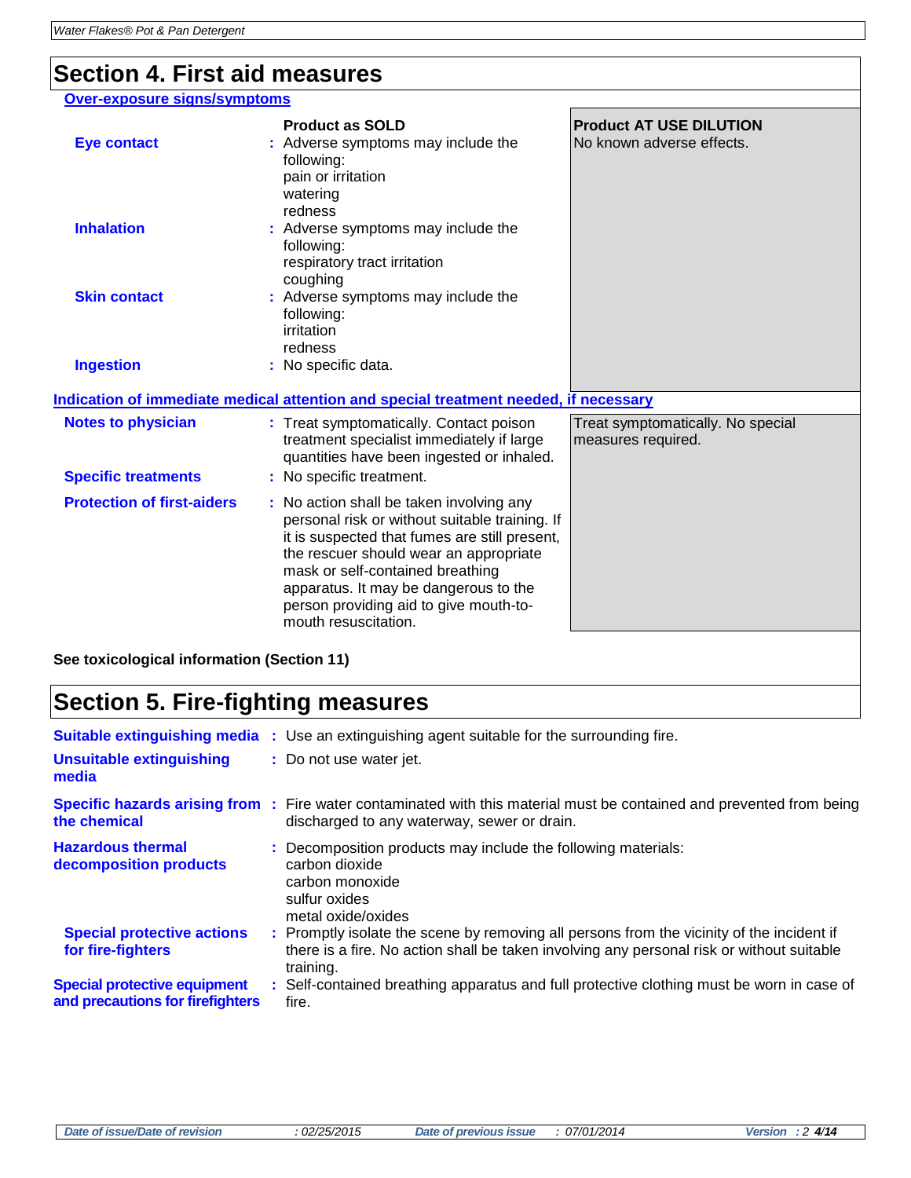## Section 4. First aid measures

### Over-exposure signs/symptoms

| | Product as SOLD | Product AT USE DILUTION |
|---|---|---|
| **Eye contact** | Adverse symptoms may include the following: pain or irritation, watering, redness | No known adverse effects. |
| **Inhalation** | Adverse symptoms may include the following: respiratory tract irritation, coughing | |
| **Skin contact** | Adverse symptoms may include the following: irritation, redness | |
| **Ingestion** | No specific data. | |

### Indication of immediate medical attention and special treatment needed, if necessary

| | Product as SOLD | Product AT USE DILUTION |
|---|---|---|
| **Notes to physician** | Treat symptomatically. Contact poison treatment specialist immediately if large quantities have been ingested or inhaled. | Treat symptomatically. No special measures required. |
| **Specific treatments** | No specific treatment. | |
| **Protection of first-aiders** | No action shall be taken involving any personal risk or without suitable training. If it is suspected that fumes are still present, the rescuer should wear an appropriate mask or self-contained breathing apparatus. It may be dangerous to the person providing aid to give mouth-to-mouth resuscitation. | |

**See toxicological information (Section 11)**

## Section 5. Fire-fighting measures

**Suitable extinguishing media** : Use an extinguishing agent suitable for the surrounding fire.

**Unsuitable extinguishing media** : Do not use water jet.

**Specific hazards arising from the chemical** : Fire water contaminated with this material must be contained and prevented from being discharged to any waterway, sewer or drain.

**Hazardous thermal decomposition products** : Decomposition products may include the following materials:
carbon dioxide
carbon monoxide
sulfur oxides
metal oxide/oxides

**Special protective actions for fire-fighters** : Promptly isolate the scene by removing all persons from the vicinity of the incident if there is a fire. No action shall be taken involving any personal risk or without suitable training.

**Special protective equipment and precautions for firefighters** : Self-contained breathing apparatus and full protective clothing must be worn in case of fire.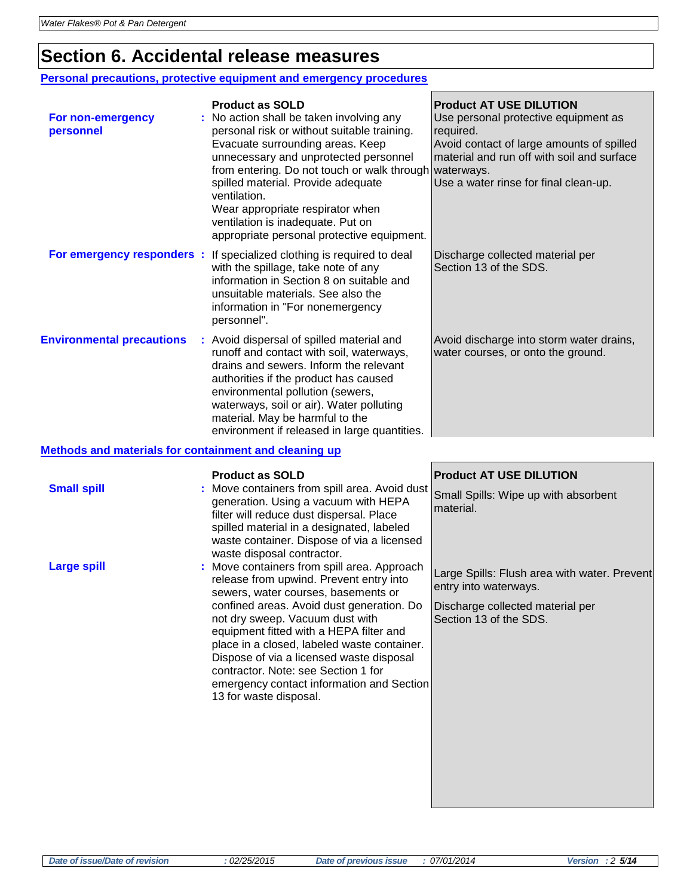## Section 6. Accidental release measures

### Personal precautions, protective equipment and emergency procedures

| | Product as SOLD | Product AT USE DILUTION |
|---|---|---|
| **For non-emergency personnel** | No action shall be taken involving any personal risk or without suitable training. Evacuate surrounding areas. Keep unnecessary and unprotected personnel from entering. Do not touch or walk through spilled material. Provide adequate ventilation. Wear appropriate respirator when ventilation is inadequate. Put on appropriate personal protective equipment. | Use personal protective equipment as required. Avoid contact of large amounts of spilled material and run off with soil and surface waterways. Use a water rinse for final clean-up. |
| **For emergency responders** | If specialized clothing is required to deal with the spillage, take note of any information in Section 8 on suitable and unsuitable materials. See also the information in "For nonemergency personnel". | Discharge collected material per Section 13 of the SDS. |
| **Environmental precautions** | Avoid dispersal of spilled material and runoff and contact with soil, waterways, drains and sewers. Inform the relevant authorities if the product has caused environmental pollution (sewers, waterways, soil or air). Water polluting material. May be harmful to the environment if released in large quantities. | Avoid discharge into storm water drains, water courses, or onto the ground. |

### Methods and materials for containment and cleaning up

| | Product as SOLD | Product AT USE DILUTION |
|---|---|---|
| **Small spill** | Move containers from spill area. Avoid dust generation. Using a vacuum with HEPA filter will reduce dust dispersal. Place spilled material in a designated, labeled waste container. Dispose of via a licensed waste disposal contractor. | Small Spills: Wipe up with absorbent material. |
| **Large spill** | Move containers from spill area. Approach release from upwind. Prevent entry into sewers, water courses, basements or confined areas. Avoid dust generation. Do not dry sweep. Vacuum dust with equipment fitted with a HEPA filter and place in a closed, labeled waste container. Dispose of via a licensed waste disposal contractor. Note: see Section 1 for emergency contact information and Section 13 for waste disposal. | Large Spills: Flush area with water. Prevent entry into waterways. Discharge collected material per Section 13 of the SDS. |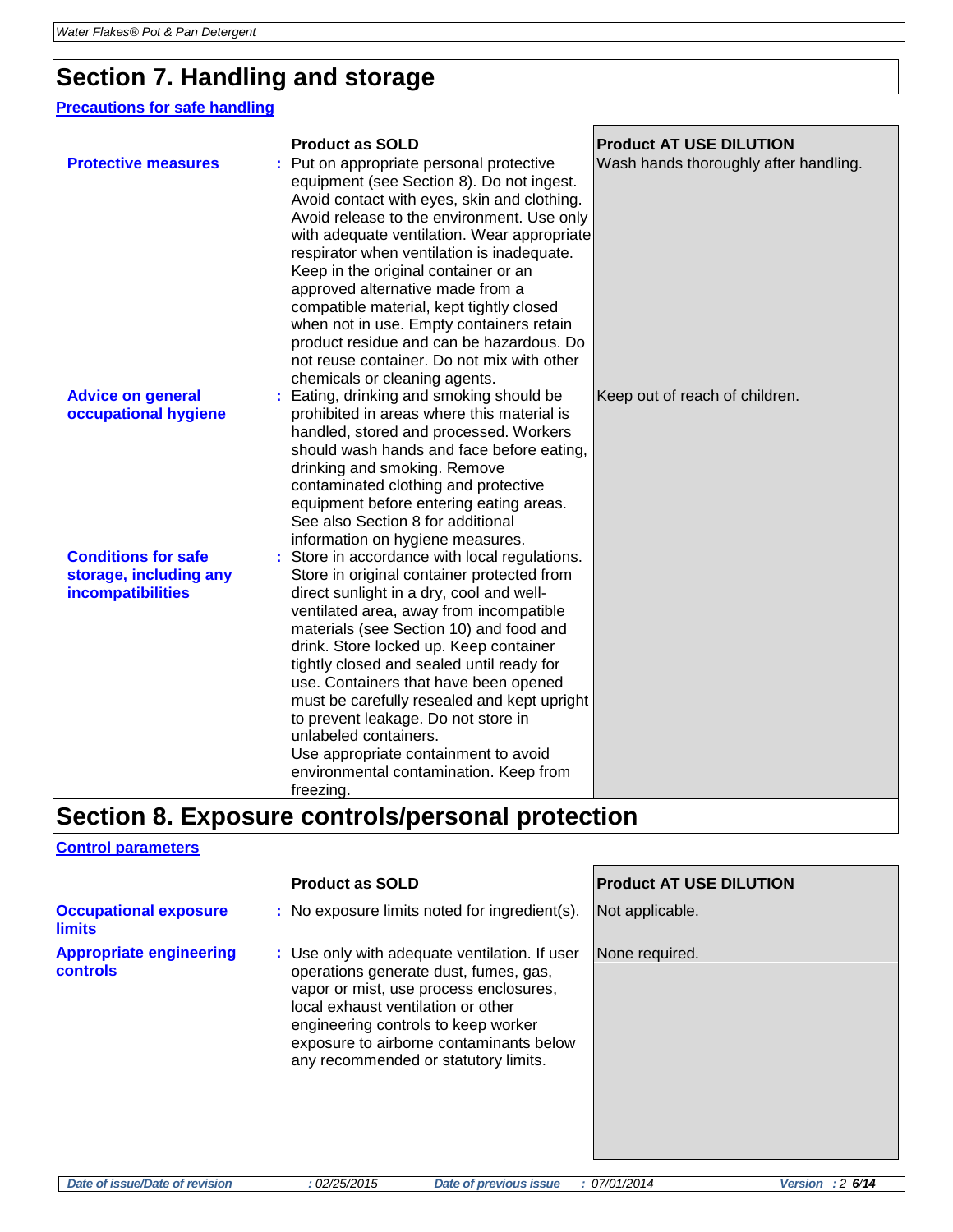## Section 7. Handling and storage

### Precautions for safe handling

| | Product as SOLD | Product AT USE DILUTION |
|---|---|---|
| **Protective measures** | Put on appropriate personal protective equipment (see Section 8). Do not ingest. Avoid contact with eyes, skin and clothing. Avoid release to the environment. Use only with adequate ventilation. Wear appropriate respirator when ventilation is inadequate. Keep in the original container or an approved alternative made from a compatible material, kept tightly closed when not in use. Empty containers retain product residue and can be hazardous. Do not reuse container. Do not mix with other chemicals or cleaning agents. | Wash hands thoroughly after handling. |
| **Advice on general occupational hygiene** | Eating, drinking and smoking should be prohibited in areas where this material is handled, stored and processed. Workers should wash hands and face before eating, drinking and smoking. Remove contaminated clothing and protective equipment before entering eating areas. See also Section 8 for additional information on hygiene measures. | Keep out of reach of children. |
| **Conditions for safe storage, including any incompatibilities** | Store in accordance with local regulations. Store in original container protected from direct sunlight in a dry, cool and well-ventilated area, away from incompatible materials (see Section 10) and food and drink. Store locked up. Keep container tightly closed and sealed until ready for use. Containers that have been opened must be carefully resealed and kept upright to prevent leakage. Do not store in unlabeled containers. Use appropriate containment to avoid environmental contamination. Keep from freezing. | |

## Section 8. Exposure controls/personal protection

### Control parameters

| | Product as SOLD | Product AT USE DILUTION |
|---|---|---|
| **Occupational exposure limits** | No exposure limits noted for ingredient(s). | Not applicable. |
| **Appropriate engineering controls** | Use only with adequate ventilation. If user operations generate dust, fumes, gas, vapor or mist, use process enclosures, local exhaust ventilation or other engineering controls to keep worker exposure to airborne contaminants below any recommended or statutory limits. | None required. |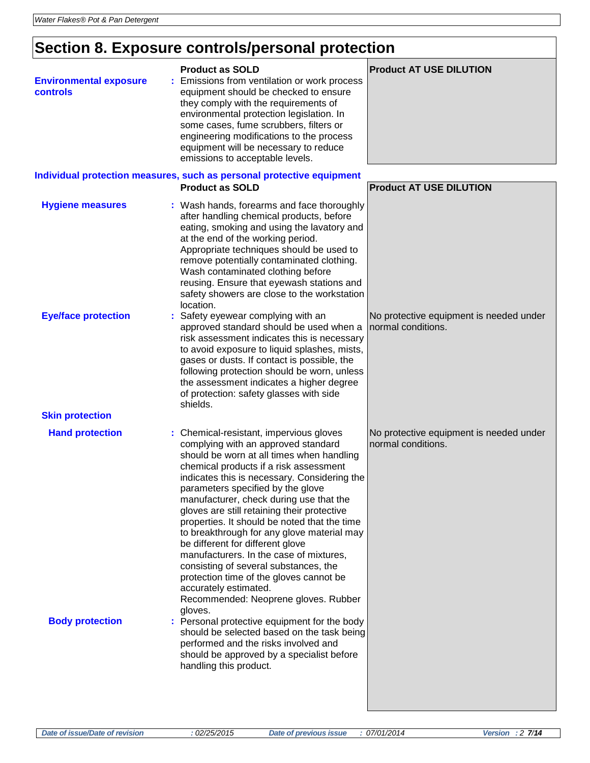# Section 8. Exposure controls/personal protection

| | Product as SOLD | Product AT USE DILUTION |
|---|---|---|
| **Environmental exposure controls** | Emissions from ventilation or work process equipment should be checked to ensure they comply with the requirements of environmental protection legislation. In some cases, fume scrubbers, filters or engineering modifications to the process equipment will be necessary to reduce emissions to acceptable levels. | |

## Individual protection measures, such as personal protective equipment

| | Product as SOLD | Product AT USE DILUTION |
|---|---|---|
| **Hygiene measures** | Wash hands, forearms and face thoroughly after handling chemical products, before eating, smoking and using the lavatory and at the end of the working period. Appropriate techniques should be used to remove potentially contaminated clothing. Wash contaminated clothing before reusing. Ensure that eyewash stations and safety showers are close to the workstation location. | |
| **Eye/face protection** | Safety eyewear complying with an approved standard should be used when a risk assessment indicates this is necessary to avoid exposure to liquid splashes, mists, gases or dusts. If contact is possible, the following protection should be worn, unless the assessment indicates a higher degree of protection: safety glasses with side shields. | No protective equipment is needed under normal conditions. |
| **Skin protection** | | |
| **Hand protection** | Chemical-resistant, impervious gloves complying with an approved standard should be worn at all times when handling chemical products if a risk assessment indicates this is necessary. Considering the parameters specified by the glove manufacturer, check during use that the gloves are still retaining their protective properties. It should be noted that the time to breakthrough for any glove material may be different for different glove manufacturers. In the case of mixtures, consisting of several substances, the protection time of the gloves cannot be accurately estimated. Recommended: Neoprene gloves. Rubber gloves. | No protective equipment is needed under normal conditions. |
| **Body protection** | Personal protective equipment for the body should be selected based on the task being performed and the risks involved and should be approved by a specialist before handling this product. | |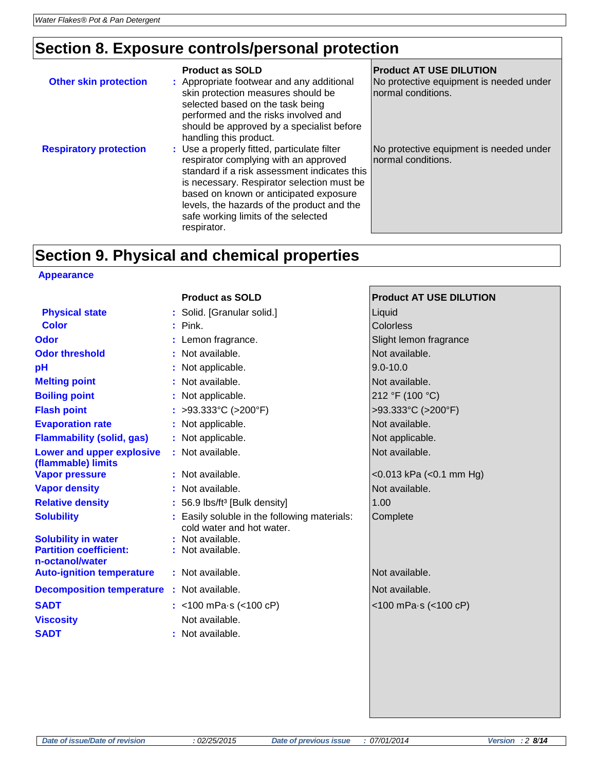## Section 8. Exposure controls/personal protection

| | Product as SOLD | Product AT USE DILUTION |
|---|---|---|
| **Other skin protection** | Appropriate footwear and any additional skin protection measures should be selected based on the task being performed and the risks involved and should be approved by a specialist before handling this product. | No protective equipment is needed under normal conditions. |
| **Respiratory protection** | Use a properly fitted, particulate filter respirator complying with an approved standard if a risk assessment indicates this is necessary. Respirator selection must be based on known or anticipated exposure levels, the hazards of the product and the safe working limits of the selected respirator. | No protective equipment is needed under normal conditions. |

## Section 9. Physical and chemical properties

**Appearance**

| | Product as SOLD | Product AT USE DILUTION |
|---|---|---|
| **Physical state** | Solid. [Granular solid.] | Liquid |
| **Color** | Pink. | Colorless |
| **Odor** | Lemon fragrance. | Slight lemon fragrance |
| **Odor threshold** | Not available. | Not available. |
| **pH** | Not applicable. | 9.0-10.0 |
| **Melting point** | Not available. | Not available. |
| **Boiling point** | Not applicable. | 212 °F (100 °C) |
| **Flash point** | >93.333°C (>200°F) | >93.333°C (>200°F) |
| **Evaporation rate** | Not applicable. | Not available. |
| **Flammability (solid, gas)** | Not applicable. | Not applicable. |
| **Lower and upper explosive (flammable) limits** | Not available. | Not available. |
| **Vapor pressure** | Not available. | <0.013 kPa (<0.1 mm Hg) |
| **Vapor density** | Not available. | Not available. |
| **Relative density** | 56.9 lbs/ft³ [Bulk density] | 1.00 |
| **Solubility** | Easily soluble in the following materials: cold water and hot water. | Complete |
| **Solubility in water** | Not available. | |
| **Partition coefficient: n-octanol/water** | Not available. | |
| **Auto-ignition temperature** | Not available. | Not available. |
| **Decomposition temperature** | Not available. | Not available. |
| **SADT** | <100 mPa·s (<100 cP) | <100 mPa·s (<100 cP) |
| **Viscosity** | Not available. | |
| **SADT** | Not available. | |

| Date of issue/Date of revision | : 02/25/2015 | Date of previous issue | : 07/01/2014 | Version : 2 |
|---|---|---|---|---|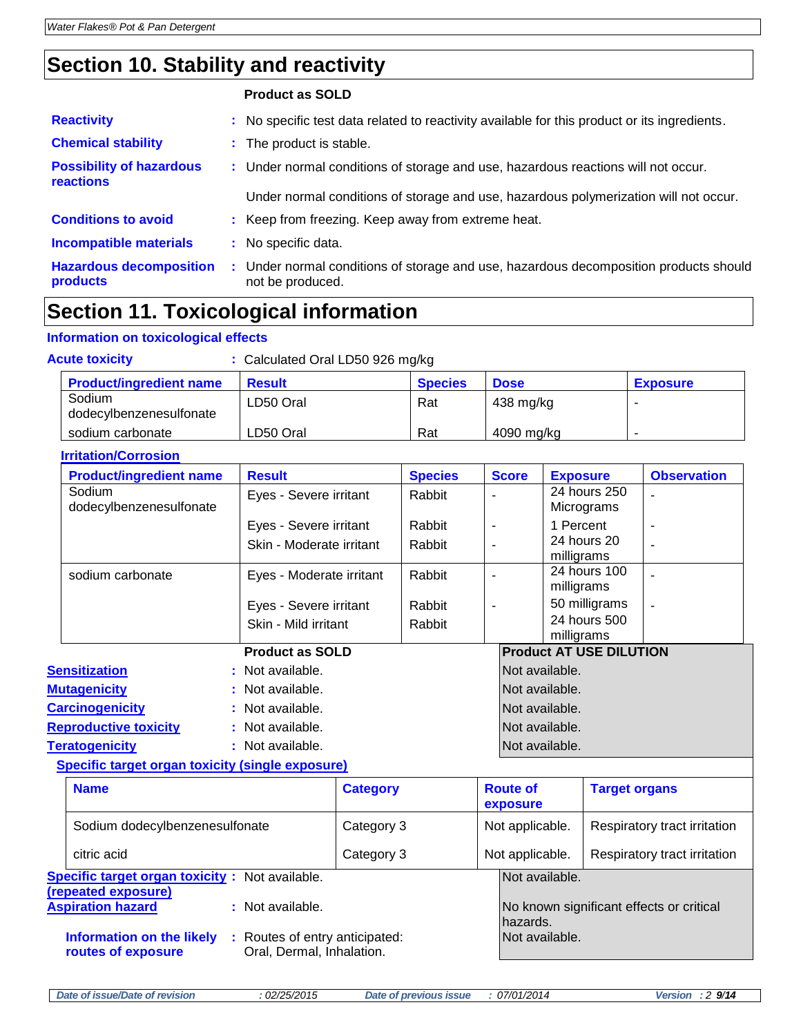## Section 10. Stability and reactivity

**Product as SOLD**

| | |
|---|---|
| **Reactivity** | No specific test data related to reactivity available for this product or its ingredients. |
| **Chemical stability** | The product is stable. |
| **Possibility of hazardous reactions** | Under normal conditions of storage and use, hazardous reactions will not occur.<br><br>Under normal conditions of storage and use, hazardous polymerization will not occur. |
| **Conditions to avoid** | Keep from freezing. Keep away from extreme heat. |
| **Incompatible materials** | No specific data. |
| **Hazardous decomposition products** | Under normal conditions of storage and use, hazardous decomposition products should not be produced. |

## Section 11. Toxicological information

### Information on toxicological effects

**Acute toxicity** : Calculated Oral LD50 926 mg/kg

| Product/ingredient name | Result | Species | Dose | Exposure |
|---|---|---|---|---|
| Sodium dodecylbenzenesulfonate | LD50 Oral | Rat | 438 mg/kg | - |
| sodium carbonate | LD50 Oral | Rat | 4090 mg/kg | - |

**Irritation/Corrosion**

| Product/ingredient name | Result | Species | Score | Exposure | Observation |
|---|---|---|---|---|---|
| Sodium dodecylbenzenesulfonate | Eyes - Severe irritant | Rabbit | - | 24 hours 250 Micrograms | - |
| | Eyes - Severe irritant | Rabbit | - | 1 Percent | - |
| | Skin - Moderate irritant | Rabbit | - | 24 hours 20 milligrams | - |
| sodium carbonate | Eyes - Moderate irritant | Rabbit | - | 24 hours 100 milligrams | - |
| | Eyes - Severe irritant | Rabbit | - | 50 milligrams | - |
| | Skin - Mild irritant | Rabbit | | 24 hours 500 milligrams | |

| | Product as SOLD | Product AT USE DILUTION |
|---|---|---|
| **Sensitization** | Not available. | Not available. |
| **Mutagenicity** | Not available. | Not available. |
| **Carcinogenicity** | Not available. | Not available. |
| **Reproductive toxicity** | Not available. | Not available. |
| **Teratogenicity** | Not available. | Not available. |

**Specific target organ toxicity (single exposure)**

| Name | Category | Route of exposure | Target organs |
|---|---|---|---|
| Sodium dodecylbenzenesulfonate | Category 3 | Not applicable. | Respiratory tract irritation |
| citric acid | Category 3 | Not applicable. | Respiratory tract irritation |

| | Product as SOLD | Product AT USE DILUTION |
|---|---|---|
| **Specific target organ toxicity (repeated exposure)** | Not available. | Not available. |
| **Aspiration hazard** | Not available. | No known significant effects or critical hazards. |
| **Information on the likely routes of exposure** | Routes of entry anticipated: Oral, Dermal, Inhalation. | Not available. |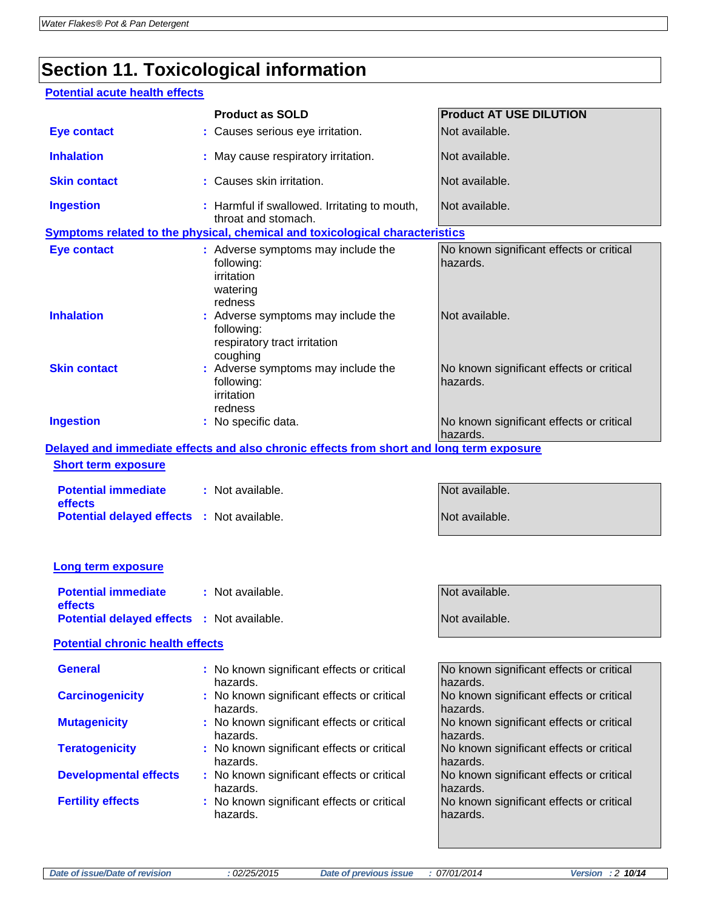# Section 11. Toxicological information

## Potential acute health effects

| | Product as SOLD | Product AT USE DILUTION |
|---|---|---|
| **Eye contact** | Causes serious eye irritation. | Not available. |
| **Inhalation** | May cause respiratory irritation. | Not available. |
| **Skin contact** | Causes skin irritation. | Not available. |
| **Ingestion** | Harmful if swallowed. Irritating to mouth, throat and stomach. | Not available. |

## Symptoms related to the physical, chemical and toxicological characteristics

| | Product as SOLD | Product AT USE DILUTION |
|---|---|---|
| **Eye contact** | Adverse symptoms may include the following: irritation watering redness | No known significant effects or critical hazards. |
| **Inhalation** | Adverse symptoms may include the following: respiratory tract irritation coughing | Not available. |
| **Skin contact** | Adverse symptoms may include the following: irritation redness | No known significant effects or critical hazards. |
| **Ingestion** | No specific data. | No known significant effects or critical hazards. |

## Delayed and immediate effects and also chronic effects from short and long term exposure

### Short term exposure

| | Product as SOLD | Product AT USE DILUTION |
|---|---|---|
| **Potential immediate effects** | Not available. | Not available. |
| **Potential delayed effects** | Not available. | Not available. |

### Long term exposure

| | Product as SOLD | Product AT USE DILUTION |
|---|---|---|
| **Potential immediate effects** | Not available. | Not available. |
| **Potential delayed effects** | Not available. | Not available. |

### Potential chronic health effects

| | Product as SOLD | Product AT USE DILUTION |
|---|---|---|
| **General** | No known significant effects or critical hazards. | No known significant effects or critical hazards. |
| **Carcinogenicity** | No known significant effects or critical hazards. | No known significant effects or critical hazards. |
| **Mutagenicity** | No known significant effects or critical hazards. | No known significant effects or critical hazards. |
| **Teratogenicity** | No known significant effects or critical hazards. | No known significant effects or critical hazards. |
| **Developmental effects** | No known significant effects or critical hazards. | No known significant effects or critical hazards. |
| **Fertility effects** | No known significant effects or critical hazards. | No known significant effects or critical hazards. |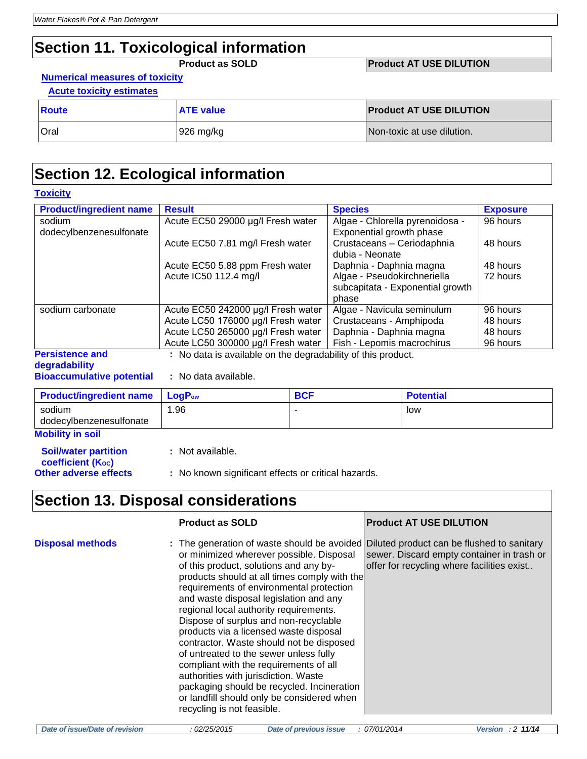# Section 11. Toxicological information

| | Product as SOLD | Product AT USE DILUTION |
|---|---|---|

**Numerical measures of toxicity**

**Acute toxicity estimates**

| Route | ATE value | Product AT USE DILUTION |
|---|---|---|
| Oral | 926 mg/kg | Non-toxic at use dilution. |

# Section 12. Ecological information

**Toxicity**

| Product/ingredient name | Result | Species | Exposure |
|---|---|---|---|
| sodium dodecylbenzenesulfonate | Acute EC50 29000 µg/l Fresh water | Algae - Chlorella pyrenoidosa - Exponential growth phase | 96 hours |
| | Acute EC50 7.81 mg/l Fresh water | Crustaceans – Ceriodaphnia dubia - Neonate | 48 hours |
| | Acute EC50 5.88 ppm Fresh water | Daphnia - Daphnia magna | 48 hours |
| | Acute IC50 112.4 mg/l | Algae - Pseudokirchneriella subcapitata - Exponential growth phase | 72 hours |
| sodium carbonate | Acute EC50 242000 µg/l Fresh water | Algae - Navicula seminulum | 96 hours |
| | Acute LC50 176000 µg/l Fresh water | Crustaceans - Amphipoda | 48 hours |
| | Acute LC50 265000 µg/l Fresh water | Daphnia - Daphnia magna | 48 hours |
| | Acute LC50 300000 µg/l Fresh water | Fish - Lepomis macrochirus | 96 hours |

**Persistence and degradability** : No data is available on the degradability of this product.

**Bioaccumulative potential** : No data available.

| Product/ingredient name | $LogP_{ow}$ | BCF | Potential |
|---|---|---|---|
| sodium dodecylbenzenesulfonate | 1.96 | - | low |

**Mobility in soil**

**Soil/water partition coefficient ($K_{oc}$)** : Not available.

**Other adverse effects** : No known significant effects or critical hazards.

# Section 13. Disposal considerations

| | Product as SOLD | Product AT USE DILUTION |
|---|---|---|
| **Disposal methods** | : The generation of waste should be avoided or minimized wherever possible. Disposal of this product, solutions and any by-products should at all times comply with the requirements of environmental protection and waste disposal legislation and any regional local authority requirements. Dispose of surplus and non-recyclable products via a licensed waste disposal contractor. Waste should not be disposed of untreated to the sewer unless fully compliant with the requirements of all authorities with jurisdiction. Waste packaging should be recycled. Incineration or landfill should only be considered when recycling is not feasible. | Diluted product can be flushed to sanitary sewer. Discard empty container in trash or offer for recycling where facilities exist.. |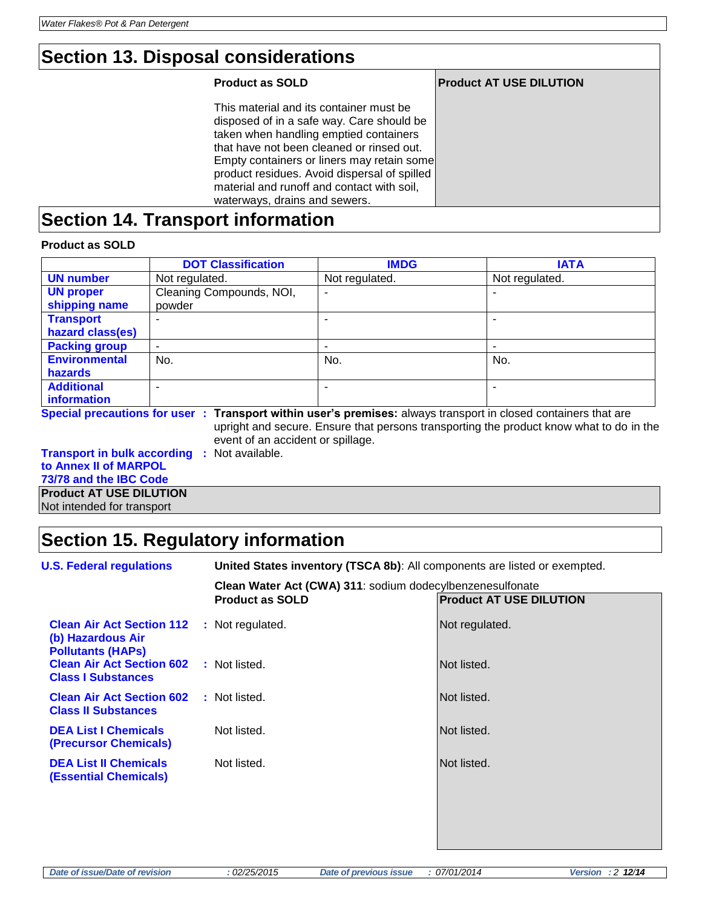## Section 13. Disposal considerations

| | Product as SOLD | Product AT USE DILUTION |
|---|---|---|
| | This material and its container must be disposed of in a safe way. Care should be taken when handling emptied containers that have not been cleaned or rinsed out. Empty containers or liners may retain some product residues. Avoid dispersal of spilled material and runoff and contact with soil, waterways, drains and sewers. | |

## Section 14. Transport information

**Product as SOLD**

| | DOT Classification | IMDG | IATA |
|---|---|---|---|
| **UN number** | Not regulated. | Not regulated. | Not regulated. |
| **UN proper shipping name** | Cleaning Compounds, NOI, powder | - | - |
| **Transport hazard class(es)** | - | - | - |
| **Packing group** | - | - | - |
| **Environmental hazards** | No. | No. | No. |
| **Additional information** | - | - | - |

**Special precautions for user** : **Transport within user's premises:** always transport in closed containers that are upright and secure. Ensure that persons transporting the product know what to do in the event of an accident or spillage.

**Transport in bulk according to Annex II of MARPOL 73/78 and the IBC Code** : Not available.

**Product AT USE DILUTION**

Not intended for transport

## Section 15. Regulatory information

**U.S. Federal regulations**

**United States inventory (TSCA 8b)**: All components are listed or exempted.

**Clean Water Act (CWA) 311**: sodium dodecylbenzenesulfonate

| | Product as SOLD | Product AT USE DILUTION |
|---|---|---|
| **Clean Air Act Section 112 (b) Hazardous Air Pollutants (HAPs)** | Not regulated. | Not regulated. |
| **Clean Air Act Section 602 Class I Substances** | Not listed. | Not listed. |
| **Clean Air Act Section 602 Class II Substances** | Not listed. | Not listed. |
| **DEA List I Chemicals (Precursor Chemicals)** | Not listed. | Not listed. |
| **DEA List II Chemicals (Essential Chemicals)** | Not listed. | Not listed. |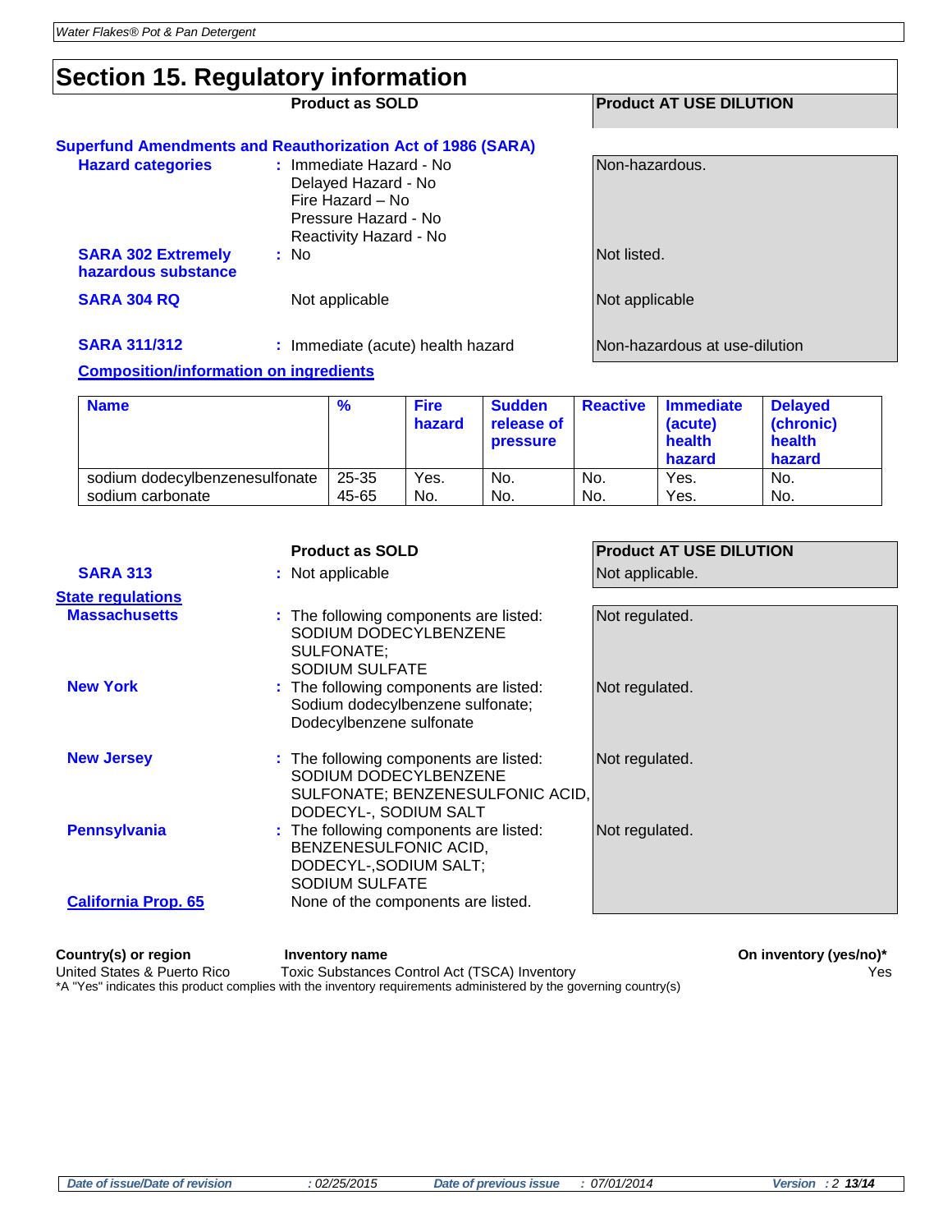# Section 15. Regulatory information

| | Product as SOLD | Product AT USE DILUTION |
|---|---|---|
| **Superfund Amendments and Reauthorization Act of 1986 (SARA)** | | |
| **Hazard categories** | : Immediate Hazard - No<br>Delayed Hazard - No<br>Fire Hazard – No<br>Pressure Hazard - No<br>Reactivity Hazard - No | Non-hazardous. |
| **SARA 302 Extremely hazardous substance** | : No | Not listed. |
| **SARA 304 RQ** | Not applicable | Not applicable |
| **SARA 311/312** | : Immediate (acute) health hazard | Non-hazardous at use-dilution |

**Composition/information on ingredients**

| Name | % | Fire hazard | Sudden release of pressure | Reactive | Immediate (acute) health hazard | Delayed (chronic) health hazard |
|---|---|---|---|---|---|---|
| sodium dodecylbenzenesulfonate | 25-35 | Yes. | No. | No. | Yes. | No. |
| sodium carbonate | 45-65 | No. | No. | No. | Yes. | No. |

| | Product as SOLD | Product AT USE DILUTION |
|---|---|---|
| **SARA 313** | : Not applicable | Not applicable. |
| **State regulations** | | |
| **Massachusetts** | : The following components are listed: SODIUM DODECYLBENZENE SULFONATE; SODIUM SULFATE | Not regulated. |
| **New York** | : The following components are listed: Sodium dodecylbenzene sulfonate; Dodecylbenzene sulfonate | Not regulated. |
| **New Jersey** | : The following components are listed: SODIUM DODECYLBENZENE SULFONATE; BENZENESULFONIC ACID, DODECYL-, SODIUM SALT | Not regulated. |
| **Pennsylvania** | : The following components are listed: BENZENESULFONIC ACID, DODECYL-,SODIUM SALT; SODIUM SULFATE | Not regulated. |
| **California Prop. 65** | None of the components are listed. | |

| Country(s) or region | Inventory name | On inventory (yes/no)* |
|---|---|---|
| United States & Puerto Rico | Toxic Substances Control Act (TSCA) Inventory | Yes |

*A "Yes" indicates this product complies with the inventory requirements administered by the governing country(s)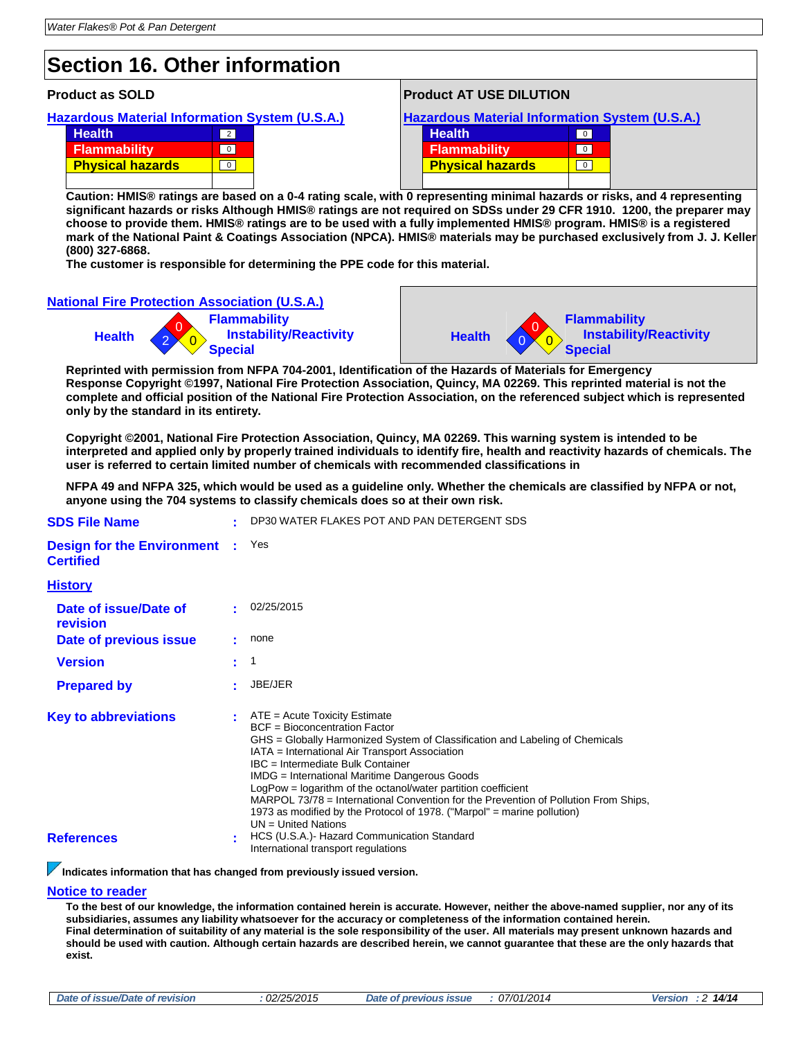## Section 16. Other information

**Product as SOLD**

**Hazardous Material Information System (U.S.A.)**

| | |
|---|---|
| Health | 2 |
| Flammability | 0 |
| Physical hazards | 0 |
| | |

**Product AT USE DILUTION**

**Hazardous Material Information System (U.S.A.)**

| | |
|---|---|
| Health | 0 |
| Flammability | 0 |
| Physical hazards | 0 |
| | |

**Caution: HMIS® ratings are based on a 0-4 rating scale, with 0 representing minimal hazards or risks, and 4 representing significant hazards or risks Although HMIS® ratings are not required on SDSs under 29 CFR 1910. 1200, the preparer may choose to provide them. HMIS® ratings are to be used with a fully implemented HMIS® program. HMIS® is a registered mark of the National Paint & Coatings Association (NPCA). HMIS® materials may be purchased exclusively from J. J. Keller (800) 327-6868.**

**The customer is responsible for determining the PPE code for this material.**

**National Fire Protection Association (U.S.A.)**

Product as SOLD: Health 2, Flammability 0, Instability/Reactivity 0, Special

Product AT USE DILUTION: Health 0, Flammability 0, Instability/Reactivity 0, Special

**Reprinted with permission from NFPA 704-2001, Identification of the Hazards of Materials for Emergency Response Copyright ©1997, National Fire Protection Association, Quincy, MA 02269. This reprinted material is not the complete and official position of the National Fire Protection Association, on the referenced subject which is represented only by the standard in its entirety.**

**Copyright ©2001, National Fire Protection Association, Quincy, MA 02269. This warning system is intended to be interpreted and applied only by properly trained individuals to identify fire, health and reactivity hazards of chemicals. The user is referred to certain limited number of chemicals with recommended classifications in**

**NFPA 49 and NFPA 325, which would be used as a guideline only. Whether the chemicals are classified by NFPA or not, anyone using the 704 systems to classify chemicals does so at their own risk.**

**SDS File Name** : DP30 WATER FLAKES POT AND PAN DETERGENT SDS

**Design for the Environment Certified** : Yes

**History**

**Date of issue/Date of revision** : 02/25/2015

**Date of previous issue** : none

**Version** : 1

**Prepared by** : JBE/JER

**Key to abbreviations** :
ATE = Acute Toxicity Estimate
BCF = Bioconcentration Factor
GHS = Globally Harmonized System of Classification and Labeling of Chemicals
IATA = International Air Transport Association
IBC = Intermediate Bulk Container
IMDG = International Maritime Dangerous Goods
LogPow = logarithm of the octanol/water partition coefficient
MARPOL 73/78 = International Convention for the Prevention of Pollution From Ships, 1973 as modified by the Protocol of 1978. ("Marpol" = marine pollution)
UN = United Nations

**References** :
HCS (U.S.A.)- Hazard Communication Standard
International transport regulations

**Indicates information that has changed from previously issued version.**

**Notice to reader**

**To the best of our knowledge, the information contained herein is accurate. However, neither the above-named supplier, nor any of its subsidiaries, assumes any liability whatsoever for the accuracy or completeness of the information contained herein.**
**Final determination of suitability of any material is the sole responsibility of the user. All materials may present unknown hazards and should be used with caution. Although certain hazards are described herein, we cannot guarantee that these are the only hazards that exist.**